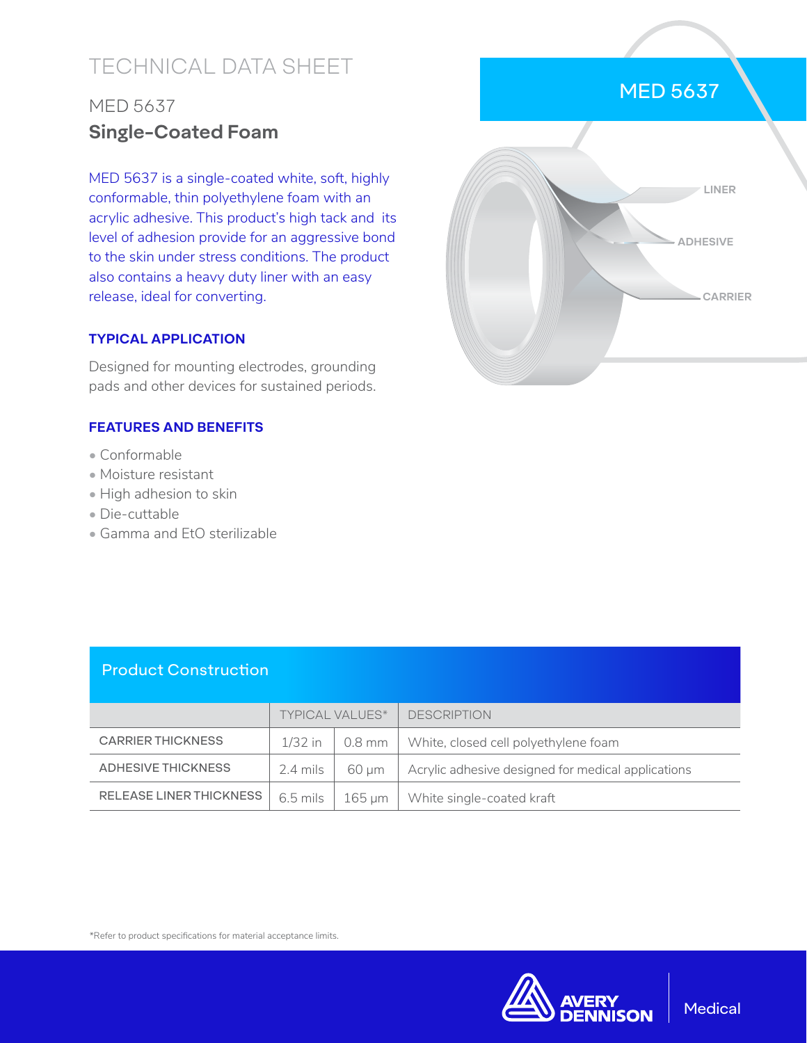# TECHNICAL DATA SHEET

## MED 5637

## Single-Coated Foam

MED 5637 is a single-coated white, soft, highly conformable, thin polyethylene foam with an acrylic adhesive. This product's high tack and its level of adhesion provide for an aggressive bond to the skin under stress conditions. The product also contains a heavy duty liner with an easy release, ideal for converting.

### TYPICAL APPLICATION

Designed for mounting electrodes, grounding pads and other devices for sustained periods.

### FEATURES AND BENEFITS

- Conformable
- Moisture resistant
- High adhesion to skin
- Die-cuttable
- Gamma and EtO sterilizable

MED 5637

LINER

ADHESIVE

CARRIER

## Product Construction

| | TYPICAL VALUES* | | DESCRIPTION |
|---|---|---|---|
| CARRIER THICKNESS | 1/32 in | 0.8 mm | White, closed cell polyethylene foam |
| ADHESIVE THICKNESS | 2.4 mils | 60 µm | Acrylic adhesive designed for medical applications |
| RELEASE LINER THICKNESS | 6.5 mils | 165 µm | White single-coated kraft |

*Refer to product specifications for material acceptance limits.

AVERY DENNISON | Medical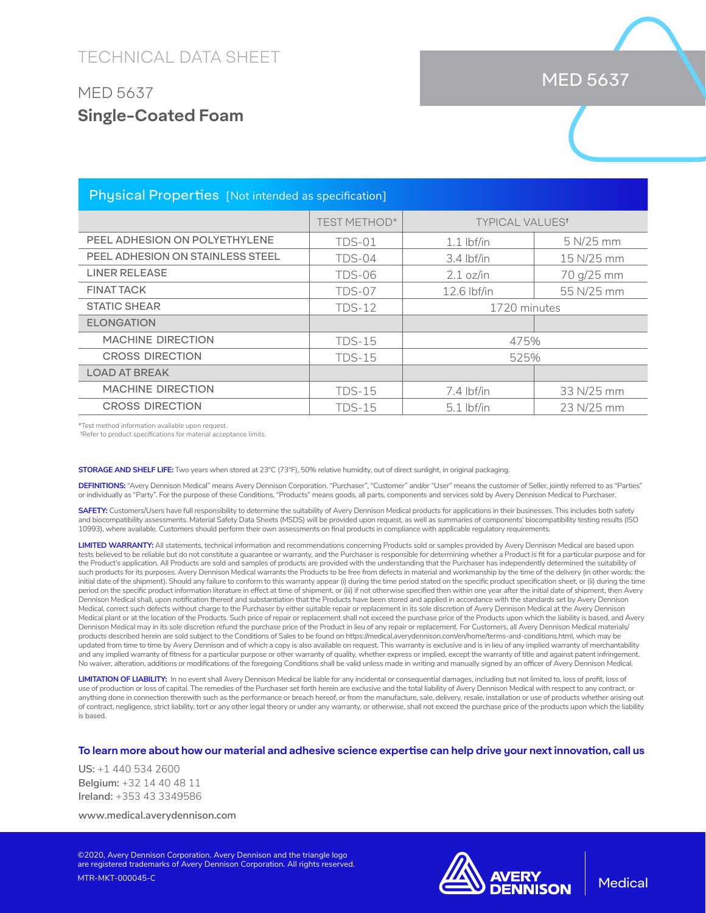# TECHNICAL DATA SHEET

## MED 5637

## Single-Coated Foam

MED 5637

### Physical Properties [Not intended as specification]

| | TEST METHOD* | TYPICAL VALUES† | |
|---|---|---|---|
| PEEL ADHESION ON POLYETHYLENE | TDS-01 | 1.1 lbf/in | 5 N/25 mm |
| PEEL ADHESION ON STAINLESS STEEL | TDS-04 | 3.4 lbf/in | 15 N/25 mm |
| LINER RELEASE | TDS-06 | 2.1 oz/in | 70 g/25 mm |
| FINAT TACK | TDS-07 | 12.6 lbf/in | 55 N/25 mm |
| STATIC SHEAR | TDS-12 | 1720 minutes | |
| ELONGATION | | | |
| MACHINE DIRECTION | TDS-15 | 475% | |
| CROSS DIRECTION | TDS-15 | 525% | |
| LOAD AT BREAK | | | |
| MACHINE DIRECTION | TDS-15 | 7.4 lbf/in | 33 N/25 mm |
| CROSS DIRECTION | TDS-15 | 5.1 lbf/in | 23 N/25 mm |

*Test method information available upon request.
†Refer to product specifications for material acceptance limits.

**STORAGE AND SHELF LIFE:** Two years when stored at 23°C (73°F), 50% relative humidity, out of direct sunlight, in original packaging.

**DEFINITIONS:** "Avery Dennison Medical" means Avery Dennison Corporation. "Purchaser", "Customer" and/or "User" means the customer of Seller, jointly referred to as "Parties" or individually as "Party". For the purpose of these Conditions, "Products" means goods, all parts, components and services sold by Avery Dennison Medical to Purchaser.

**SAFETY:** Customers/Users have full responsibility to determine the suitability of Avery Dennison Medical products for applications in their businesses. This includes both safety and biocompatibility assessments. Material Safety Data Sheets (MSDS) will be provided upon request, as well as summaries of components' biocompatibility testing results (ISO 10993), where available. Customers should perform their own assessments on final products in compliance with applicable regulatory requirements.

**LIMITED WARRANTY:** All statements, technical information and recommendations concerning Products sold or samples provided by Avery Dennison Medical are based upon tests believed to be reliable but do not constitute a guarantee or warranty, and the Purchaser is responsible for determining whether a Product is fit for a particular purpose and for the Product's application. All Products are sold and samples of products are provided with the understanding that the Purchaser has independently determined the suitability of such products for its purposes. Avery Dennison Medical warrants the Products to be free from defects in material and workmanship by the time of the delivery (in other words: the initial date of the shipment). Should any failure to conform to this warranty appear (i) during the time period stated on the specific product specification sheet, or (ii) during the time period on the specific product information literature in effect at time of shipment, or (iii) if not otherwise specified then within one year after the initial date of shipment, then Avery Dennison Medical shall, upon notification thereof and substantiation that the Products have been stored and applied in accordance with the standards set by Avery Dennison Medical, correct such defects without charge to the Purchaser by either suitable repair or replacement in its sole discretion of Avery Dennison Medical at the Avery Dennison Medical plant or at the location of the Products. Such price of repair or replacement shall not exceed the purchase price of the Products upon which the liability is based, and Avery Dennison Medical may in its sole discretion refund the purchase price of the Product in lieu of any repair or replacement. For Customers, all Avery Dennison Medical materials/ products described herein are sold subject to the Conditions of Sales to be found on https://medical.averydennison.com/en/home/terms-and-conditions.html, which may be updated from time to time by Avery Dennison and of which a copy is also available on request. This warranty is exclusive and is in lieu of any implied warranty of merchantability and any implied warranty of fitness for a particular purpose or other warranty of quality, whether express or implied, except the warranty of title and against patent infringement. No waiver, alteration, additions or modifications of the foregoing Conditions shall be valid unless made in writing and manually signed by an officer of Avery Dennison Medical.

**LIMITATION OF LIABILITY:** In no event shall Avery Dennison Medical be liable for any incidental or consequential damages, including but not limited to, loss of profit, loss of use of production or loss of capital. The remedies of the Purchaser set forth herein are exclusive and the total liability of Avery Dennison Medical with respect to any contract, or anything done in connection therewith such as the performance or breach hereof, or from the manufacture, sale, delivery, resale, installation or use of products whether arising out of contract, negligence, strict liability, tort or any other legal theory or under any warranty, or otherwise, shall not exceed the purchase price of the products upon which the liability is based.

**To learn more about how our material and adhesive science expertise can help drive your next innovation, call us**

**US:** +1 440 534 2600
**Belgium:** +32 14 40 48 11
**Ireland:** +353 43 3349586

www.medical.averydennison.com

©2020, Avery Dennison Corporation. Avery Dennison and the triangle logo are registered trademarks of Avery Dennison Corporation. All rights reserved.

MTR-MKT-000045-C

AVERY DENNISON Medical